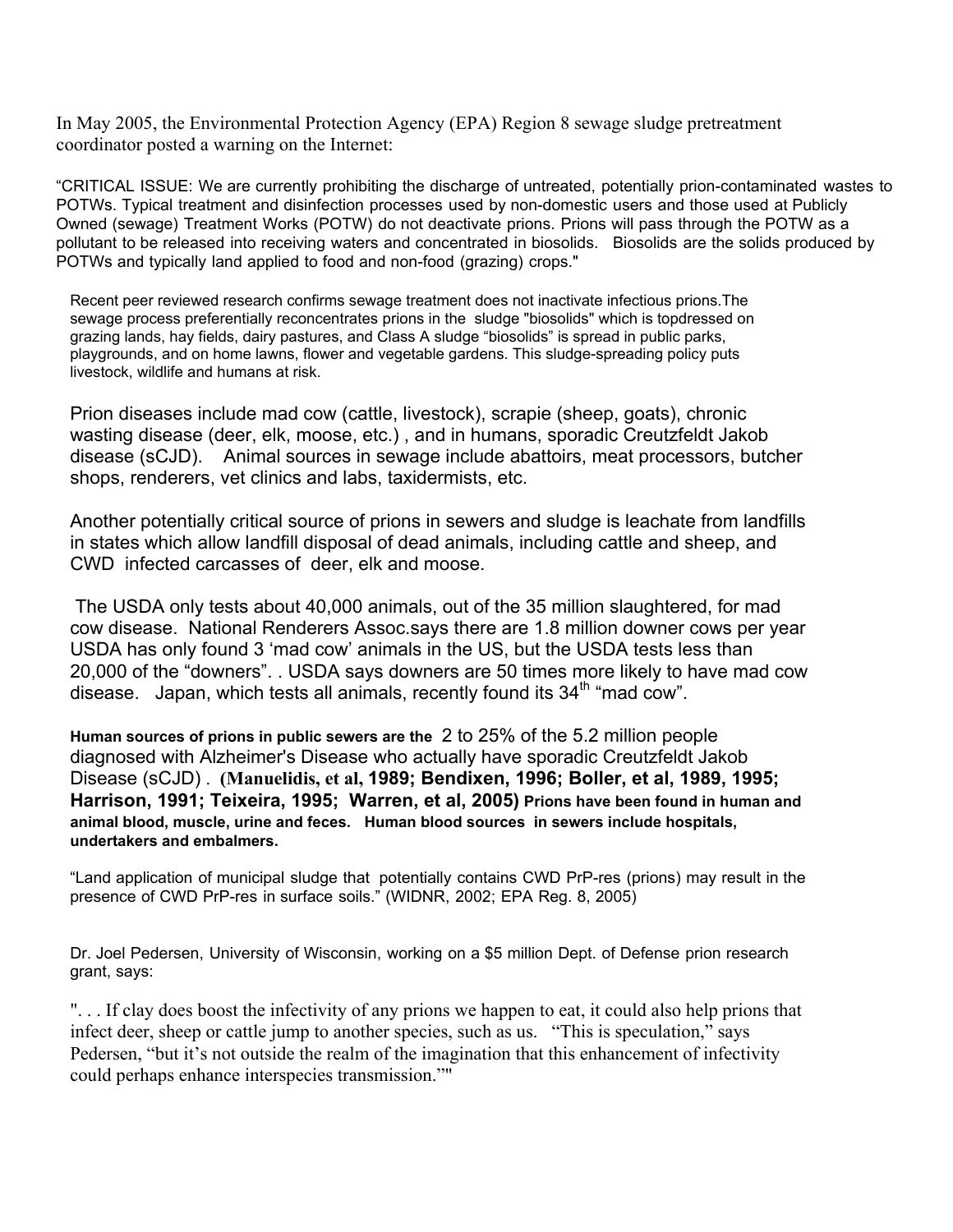In May 2005, the Environmental Protection Agency (EPA) Region 8 sewage sludge pretreatment coordinator posted a warning on the Internet:

"CRITICAL ISSUE: We are currently prohibiting the discharge of untreated, potentially prion-contaminated wastes to POTWs. Typical treatment and disinfection processes used by non-domestic users and those used at Publicly Owned (sewage) Treatment Works (POTW) do not deactivate prions. Prions will pass through the POTW as a pollutant to be released into receiving waters and concentrated in biosolids. Biosolids are the solids produced by POTWs and typically land applied to food and non-food (grazing) crops."

Recent peer reviewed research confirms sewage treatment does not inactivate infectious prions.The sewage process preferentially reconcentrates prions in the sludge "biosolids" which is topdressed on grazing lands, hay fields, dairy pastures, and Class A sludge "biosolids" is spread in public parks, playgrounds, and on home lawns, flower and vegetable gardens. This sludge-spreading policy puts livestock, wildlife and humans at risk.

Prion diseases include mad cow (cattle, livestock), scrapie (sheep, goats), chronic wasting disease (deer, elk, moose, etc.) , and in humans, sporadic Creutzfeldt Jakob disease (sCJD). Animal sources in sewage include abattoirs, meat processors, butcher shops, renderers, vet clinics and labs, taxidermists, etc.

Another potentially critical source of prions in sewers and sludge is leachate from landfills in states which allow landfill disposal of dead animals, including cattle and sheep, and CWD infected carcasses of deer, elk and moose.

The USDA only tests about 40,000 animals, out of the 35 million slaughtered, for mad cow disease. National Renderers Assoc.says there are 1.8 million downer cows per year USDA has only found 3 'mad cow' animals in the US, but the USDA tests less than 20,000 of the "downers". . USDA says downers are 50 times more likely to have mad cow disease. Japan, which tests all animals, recently found its 34th "mad cow".

**Human sources of prions in public sewers are the** 2 to 25% of the 5.2 million people diagnosed with Alzheimer's Disease who actually have sporadic Creutzfeldt Jakob Disease (sCJD) . **(Manuelidis, et al, 1989; Bendixen, 1996; Boller, et al, 1989, 1995; Harrison, 1991; Teixeira, 1995; Warren, et al, 2005) Prions have been found in human and animal blood, muscle, urine and feces. Human blood sources in sewers include hospitals, undertakers and embalmers.**

"Land application of municipal sludge that potentially contains CWD PrP-res (prions) may result in the presence of CWD PrP-res in surface soils." (WIDNR, 2002; EPA Reg. 8, 2005)

Dr. Joel Pedersen, University of Wisconsin, working on a $5 million Dept. of Defense prion research grant, says:

". . . If clay does boost the infectivity of any prions we happen to eat, it could also help prions that infect deer, sheep or cattle jump to another species, such as us. "This is speculation," says Pedersen, "but it's not outside the realm of the imagination that this enhancement of infectivity could perhaps enhance interspecies transmission.""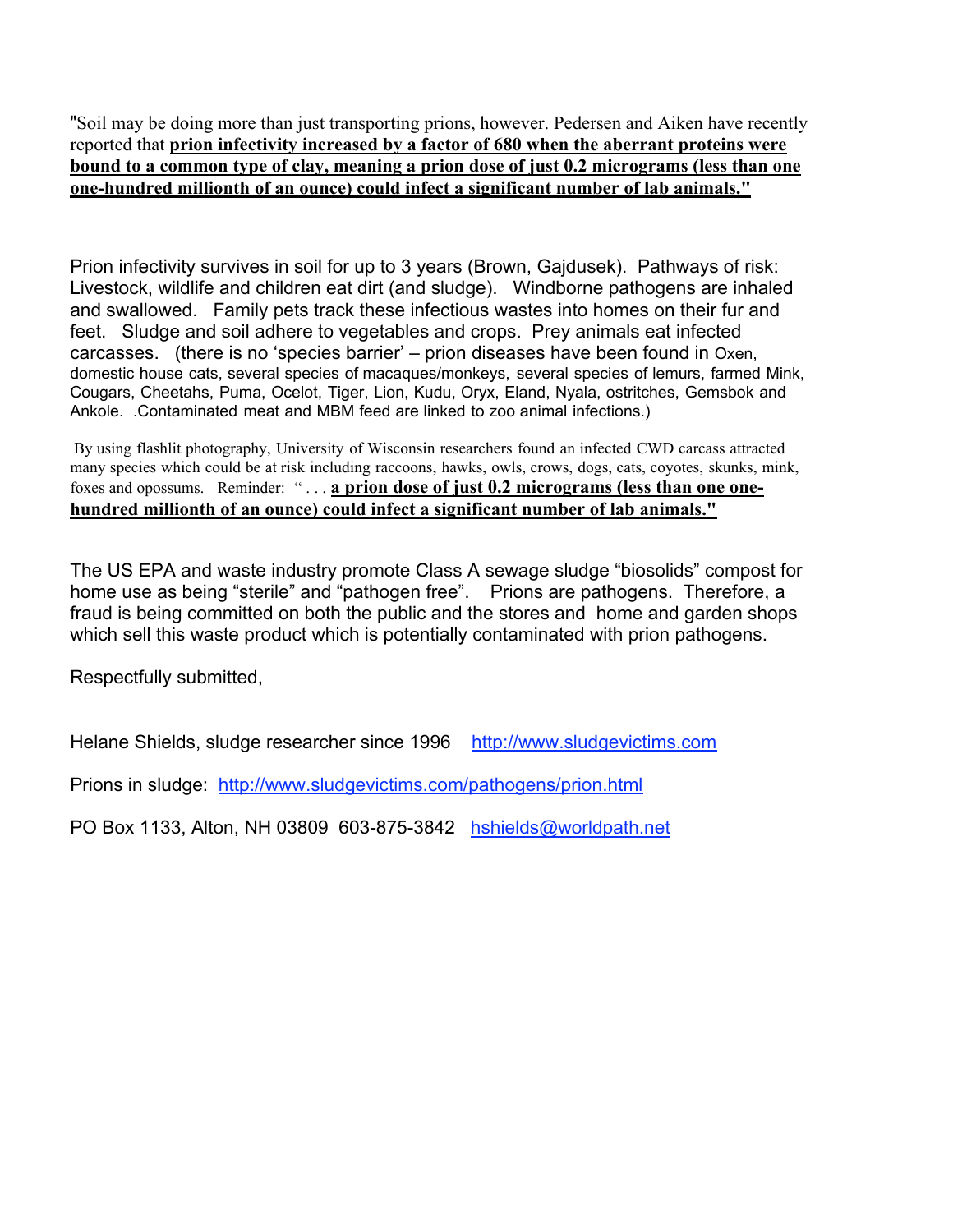"Soil may be doing more than just transporting prions, however. Pedersen and Aiken have recently reported that **<u>prion infectivity increased by a factor of 680 when the aberrant proteins were bound to a common type of clay, meaning a prion dose of just 0.2 micrograms (less than one one-hundred millionth of an ounce) could infect a significant number of lab animals."</u>**

Prion infectivity survives in soil for up to 3 years (Brown, Gajdusek). Pathways of risk: Livestock, wildlife and children eat dirt (and sludge). Windborne pathogens are inhaled and swallowed. Family pets track these infectious wastes into homes on their fur and feet. Sludge and soil adhere to vegetables and crops. Prey animals eat infected carcasses. (there is no 'species barrier' – prion diseases have been found in Oxen, domestic house cats, several species of macaques/monkeys, several species of lemurs, farmed Mink, Cougars, Cheetahs, Puma, Ocelot, Tiger, Lion, Kudu, Oryx, Eland, Nyala, ostritches, Gemsbok and Ankole. .Contaminated meat and MBM feed are linked to zoo animal infections.)

By using flashlit photography, University of Wisconsin researchers found an infected CWD carcass attracted many species which could be at risk including raccoons, hawks, owls, crows, dogs, cats, coyotes, skunks, mink, foxes and opossums. Reminder: " . . . **<u>a prion dose of just 0.2 micrograms (less than one one-hundred millionth of an ounce) could infect a significant number of lab animals."</u>**

The US EPA and waste industry promote Class A sewage sludge "biosolids" compost for home use as being "sterile" and "pathogen free". Prions are pathogens. Therefore, a fraud is being committed on both the public and the stores and home and garden shops which sell this waste product which is potentially contaminated with prion pathogens.

Respectfully submitted,

Helane Shields, sludge researcher since 1996 http://www.sludgevictims.com

Prions in sludge: http://www.sludgevictims.com/pathogens/prion.html

PO Box 1133, Alton, NH 03809 603-875-3842 hshields@worldpath.net